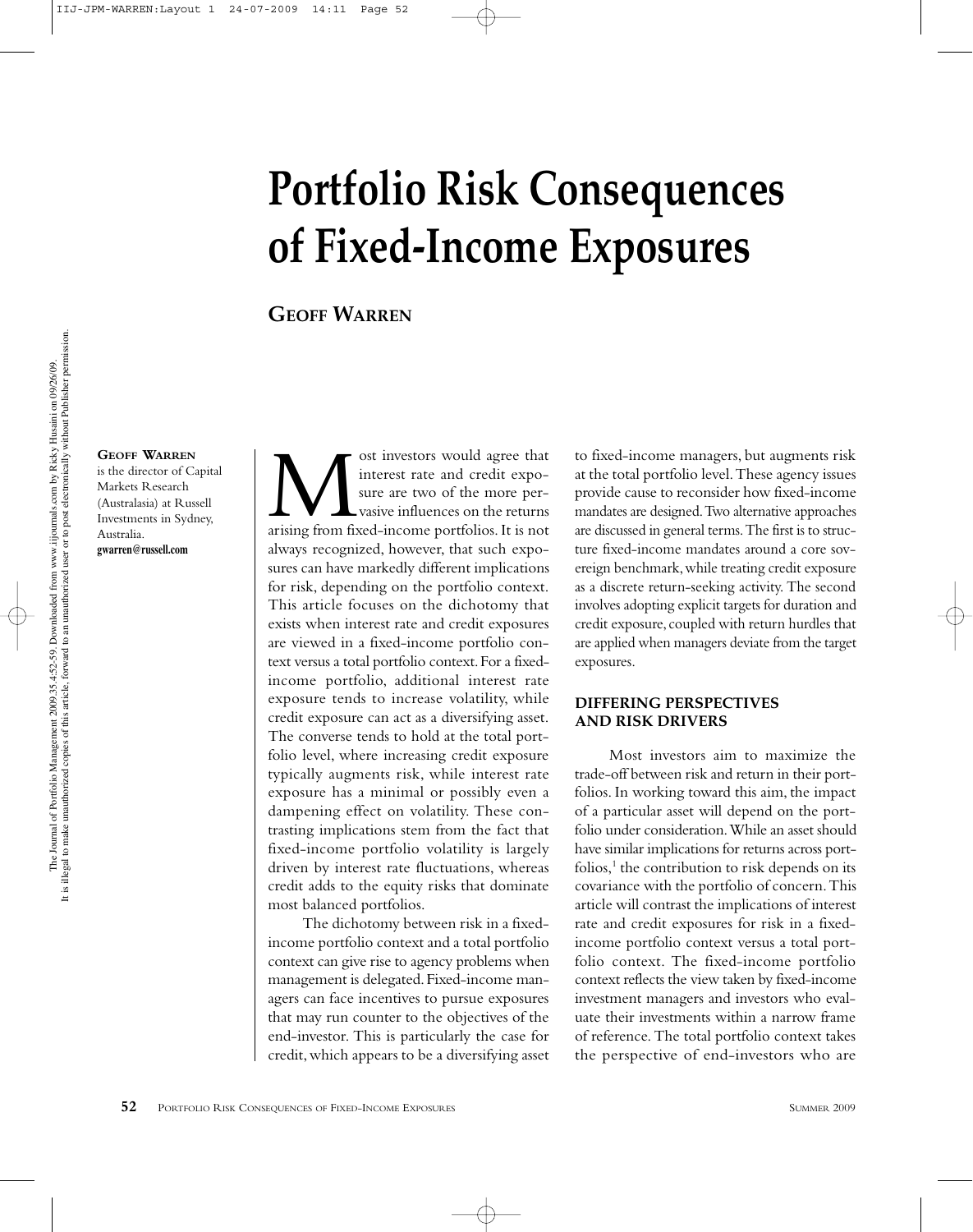# Portfolio Risk Consequences of Fixed-Income Exposures

## Geoff Warren

**Geoff Warren** is the director of Capital Markets Research (Australasia) at Russell Investments in Sydney, Australia.
**gwarren@russell.com**

Most investors would agree that interest rate and credit exposure are two of the more pervasive influences on the returns arising from fixed-income portfolios. It is not always recognized, however, that such exposures can have markedly different implications for risk, depending on the portfolio context. This article focuses on the dichotomy that exists when interest rate and credit exposures are viewed in a fixed-income portfolio context versus a total portfolio context. For a fixed-income portfolio, additional interest rate exposure tends to increase volatility, while credit exposure can act as a diversifying asset. The converse tends to hold at the total portfolio level, where increasing credit exposure typically augments risk, while interest rate exposure has a minimal or possibly even a dampening effect on volatility. These contrasting implications stem from the fact that fixed-income portfolio volatility is largely driven by interest rate fluctuations, whereas credit adds to the equity risks that dominate most balanced portfolios.

The dichotomy between risk in a fixed-income portfolio context and a total portfolio context can give rise to agency problems when management is delegated. Fixed-income managers can face incentives to pursue exposures that may run counter to the objectives of the end-investor. This is particularly the case for credit, which appears to be a diversifying asset to fixed-income managers, but augments risk at the total portfolio level. These agency issues provide cause to reconsider how fixed-income mandates are designed. Two alternative approaches are discussed in general terms. The first is to structure fixed-income mandates around a core sovereign benchmark, while treating credit exposure as a discrete return-seeking activity. The second involves adopting explicit targets for duration and credit exposure, coupled with return hurdles that are applied when managers deviate from the target exposures.

### DIFFERING PERSPECTIVES AND RISK DRIVERS

Most investors aim to maximize the trade-off between risk and return in their portfolios. In working toward this aim, the impact of a particular asset will depend on the portfolio under consideration. While an asset should have similar implications for returns across portfolios,[1] the contribution to risk depends on its covariance with the portfolio of concern. This article will contrast the implications of interest rate and credit exposures for risk in a fixed-income portfolio context versus a total portfolio context. The fixed-income portfolio context reflects the view taken by fixed-income investment managers and investors who evaluate their investments within a narrow frame of reference. The total portfolio context takes the perspective of end-investors who are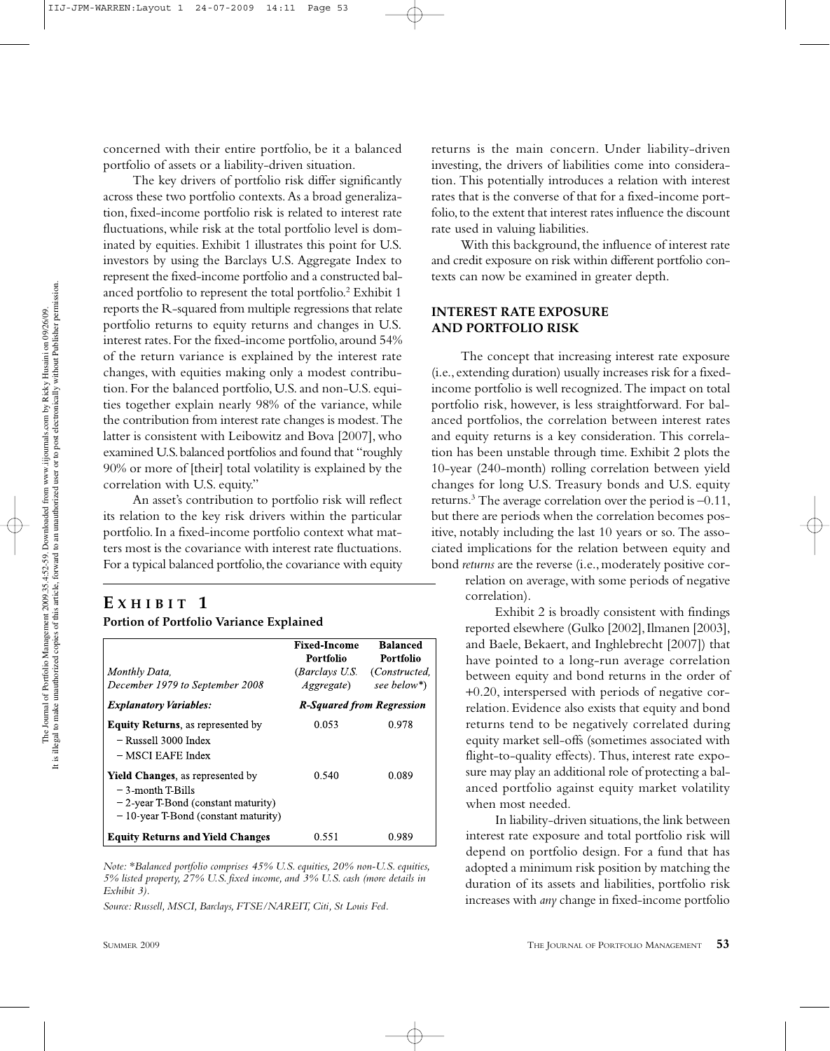concerned with their entire portfolio, be it a balanced portfolio of assets or a liability-driven situation.

The key drivers of portfolio risk differ significantly across these two portfolio contexts. As a broad generalization, fixed-income portfolio risk is related to interest rate fluctuations, while risk at the total portfolio level is dominated by equities. Exhibit 1 illustrates this point for U.S. investors by using the Barclays U.S. Aggregate Index to represent the fixed-income portfolio and a constructed balanced portfolio to represent the total portfolio.[2] Exhibit 1 reports the R-squared from multiple regressions that relate portfolio returns to equity returns and changes in U.S. interest rates. For the fixed-income portfolio, around 54% of the return variance is explained by the interest rate changes, with equities making only a modest contribution. For the balanced portfolio, U.S. and non-U.S. equities together explain nearly 98% of the variance, while the contribution from interest rate changes is modest. The latter is consistent with Leibowitz and Bova [2007], who examined U.S. balanced portfolios and found that "roughly 90% or more of [their] total volatility is explained by the correlation with U.S. equity."

An asset's contribution to portfolio risk will reflect its relation to the key risk drivers within the particular portfolio. In a fixed-income portfolio context what matters most is the covariance with interest rate fluctuations. For a typical balanced portfolio, the covariance with equity returns is the main concern. Under liability-driven investing, the drivers of liabilities come into consideration. This potentially introduces a relation with interest rates that is the converse of that for a fixed-income portfolio, to the extent that interest rates influence the discount rate used in valuing liabilities.

With this background, the influence of interest rate and credit exposure on risk within different portfolio contexts can now be examined in greater depth.

## INTEREST RATE EXPOSURE AND PORTFOLIO RISK

The concept that increasing interest rate exposure (i.e., extending duration) usually increases risk for a fixed-income portfolio is well recognized. The impact on total portfolio risk, however, is less straightforward. For balanced portfolios, the correlation between interest rates and equity returns is a key consideration. This correlation has been unstable through time. Exhibit 2 plots the 10-year (240-month) rolling correlation between yield changes for long U.S. Treasury bonds and U.S. equity returns.[3] The average correlation over the period is –0.11, but there are periods when the correlation becomes positive, notably including the last 10 years or so. The associated implications for the relation between equity and bond *returns* are the reverse (i.e., moderately positive correlation on average, with some periods of negative correlation).

Exhibit 2 is broadly consistent with findings reported elsewhere (Gulko [2002], Ilmanen [2003], and Baele, Bekaert, and Inghlebrecht [2007]) that have pointed to a long-run average correlation between equity and bond returns in the order of +0.20, interspersed with periods of negative correlation. Evidence also exists that equity and bond returns tend to be negatively correlated during equity market sell-offs (sometimes associated with flight-to-quality effects). Thus, interest rate exposure may play an additional role of protecting a balanced portfolio against equity market volatility when most needed.

In liability-driven situations, the link between interest rate exposure and total portfolio risk will depend on portfolio design. For a fund that has adopted a minimum risk position by matching the duration of its assets and liabilities, portfolio risk increases with *any* change in fixed-income portfolio

## EXHIBIT 1
**Portion of Portfolio Variance Explained**

| *Monthly Data, December 1979 to September 2008* | **Fixed-Income Portfolio** (*Barclays U.S. Aggregate*) | **Balanced Portfolio** (*Constructed, see below\**) |
|---|---|---|
| ***Explanatory Variables:*** | ***R-Squared from Regression*** | |
| **Equity Returns**, as represented by<br>– Russell 3000 Index<br>– MSCI EAFE Index | 0.053 | 0.978 |
| **Yield Changes**, as represented by<br>– 3-month T-Bills<br>– 2-year T-Bond (constant maturity)<br>– 10-year T-Bond (constant maturity) | 0.540 | 0.089 |
| **Equity Returns and Yield Changes** | 0.551 | 0.989 |

*Note: \*Balanced portfolio comprises 45% U.S. equities, 20% non-U.S. equities, 5% listed property, 27% U.S. fixed income, and 3% U.S. cash (more details in Exhibit 3).*

*Source: Russell, MSCI, Barclays, FTSE/NAREIT, Citi, St Louis Fed.*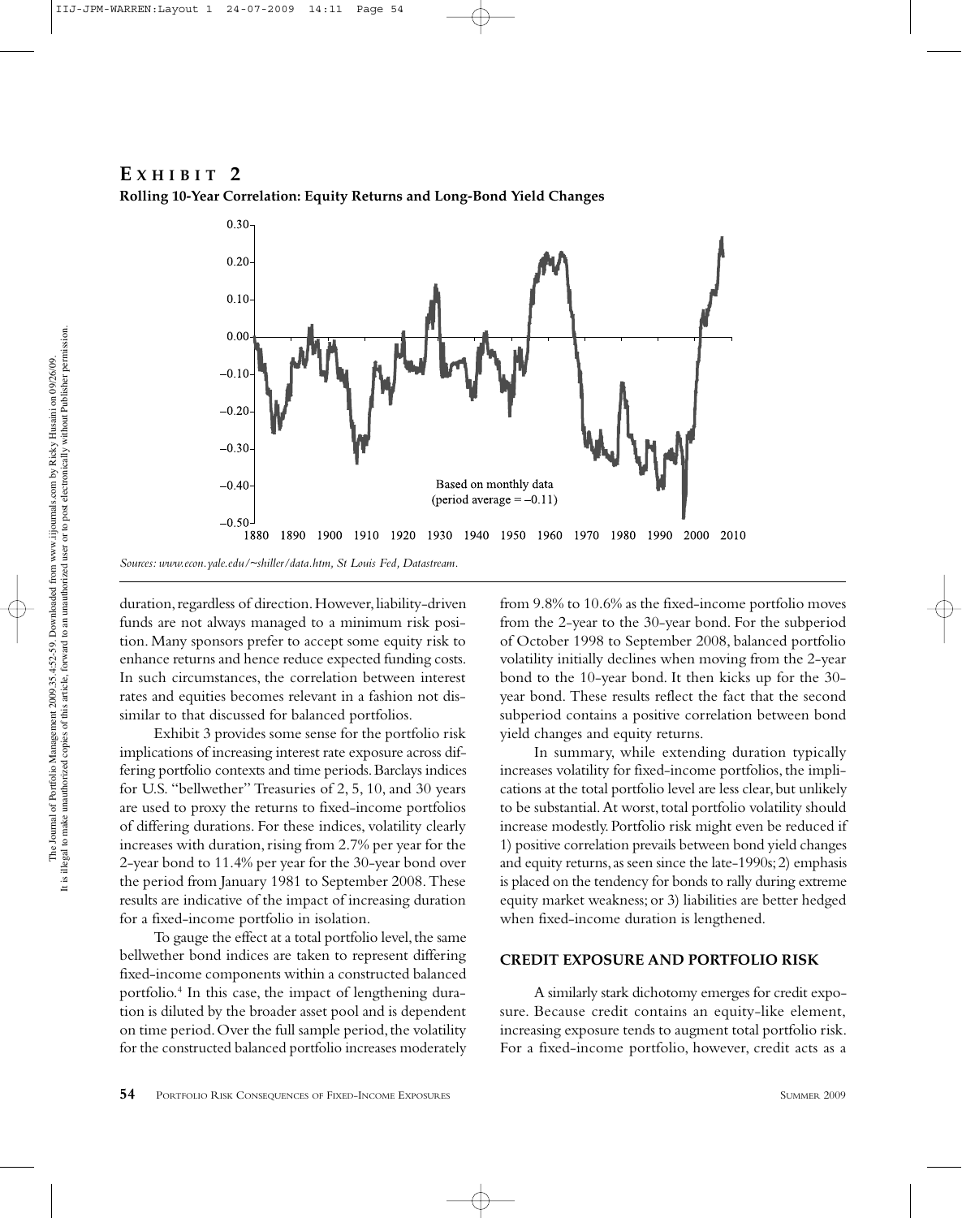## EXHIBIT 2

**Rolling 10-Year Correlation: Equity Returns and Long-Bond Yield Changes**

*Sources: www.econ.yale.edu/~shiller/data.htm, St Louis Fed, Datastream.*

duration, regardless of direction. However, liability-driven funds are not always managed to a minimum risk position. Many sponsors prefer to accept some equity risk to enhance returns and hence reduce expected funding costs. In such circumstances, the correlation between interest rates and equities becomes relevant in a fashion not dissimilar to that discussed for balanced portfolios.

Exhibit 3 provides some sense for the portfolio risk implications of increasing interest rate exposure across differing portfolio contexts and time periods. Barclays indices for U.S. "bellwether" Treasuries of 2, 5, 10, and 30 years are used to proxy the returns to fixed-income portfolios of differing durations. For these indices, volatility clearly increases with duration, rising from 2.7% per year for the 2-year bond to 11.4% per year for the 30-year bond over the period from January 1981 to September 2008. These results are indicative of the impact of increasing duration for a fixed-income portfolio in isolation.

To gauge the effect at a total portfolio level, the same bellwether bond indices are taken to represent differing fixed-income components within a constructed balanced portfolio.[4] In this case, the impact of lengthening duration is diluted by the broader asset pool and is dependent on time period. Over the full sample period, the volatility for the constructed balanced portfolio increases moderately from 9.8% to 10.6% as the fixed-income portfolio moves from the 2-year to the 30-year bond. For the subperiod of October 1998 to September 2008, balanced portfolio volatility initially declines when moving from the 2-year bond to the 10-year bond. It then kicks up for the 30-year bond. These results reflect the fact that the second subperiod contains a positive correlation between bond yield changes and equity returns.

In summary, while extending duration typically increases volatility for fixed-income portfolios, the implications at the total portfolio level are less clear, but unlikely to be substantial. At worst, total portfolio volatility should increase modestly. Portfolio risk might even be reduced if 1) positive correlation prevails between bond yield changes and equity returns, as seen since the late-1990s; 2) emphasis is placed on the tendency for bonds to rally during extreme equity market weakness; or 3) liabilities are better hedged when fixed-income duration is lengthened.

### CREDIT EXPOSURE AND PORTFOLIO RISK

A similarly stark dichotomy emerges for credit exposure. Because credit contains an equity-like element, increasing exposure tends to augment total portfolio risk. For a fixed-income portfolio, however, credit acts as a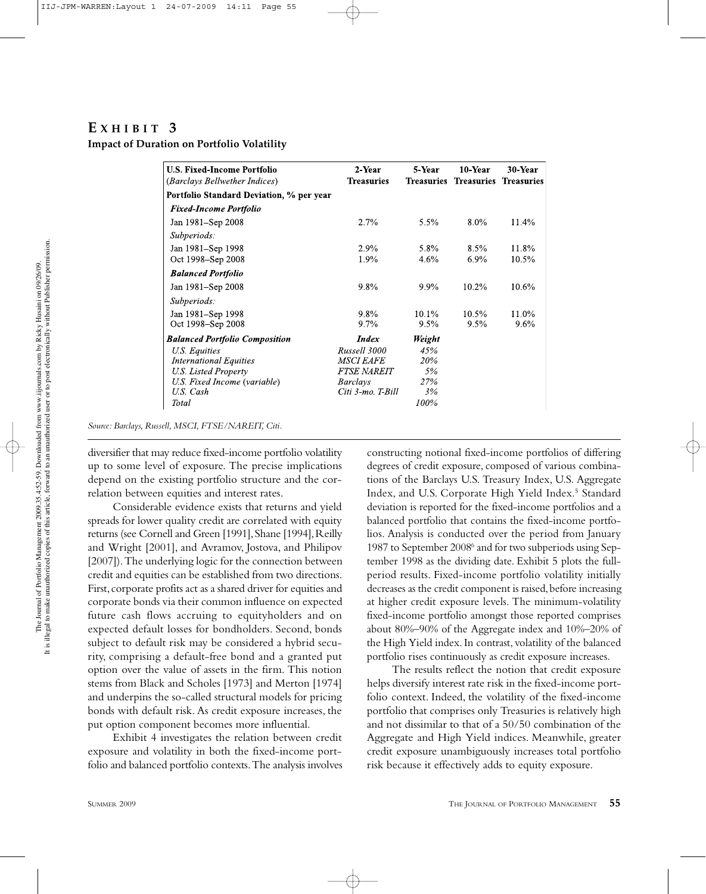## EXHIBIT 3

**Impact of Duration on Portfolio Volatility**

| U.S. Fixed-Income Portfolio (*Barclays Bellwether Indices*) | 2-Year Treasuries | 5-Year Treasuries | 10-Year Treasuries | 30-Year Treasuries |
|---|---|---|---|---|
| **Portfolio Standard Deviation, % per year** | | | | |
| ***Fixed-Income Portfolio*** | | | | |
| Jan 1981–Sep 2008 | 2.7% | 5.5% | 8.0% | 11.4% |
| *Subperiods:* | | | | |
| Jan 1981–Sep 1998 | 2.9% | 5.8% | 8.5% | 11.8% |
| Oct 1998–Sep 2008 | 1.9% | 4.6% | 6.9% | 10.5% |
| ***Balanced Portfolio*** | | | | |
| Jan 1981–Sep 2008 | 9.8% | 9.9% | 10.2% | 10.6% |
| *Subperiods:* | | | | |
| Jan 1981–Sep 1998 | 9.8% | 10.1% | 10.5% | 11.0% |
| Oct 1998–Sep 2008 | 9.7% | 9.5% | 9.5% | 9.6% |
| ***Balanced Portfolio Composition*** | ***Index*** | ***Weight*** | | |
| *U.S. Equities* | *Russell 3000* | *45%* | | |
| *International Equities* | *MSCI EAFE* | *20%* | | |
| *U.S. Listed Property* | *FTSE NAREIT* | *5%* | | |
| *U.S. Fixed Income (variable)* | *Barclays* | *27%* | | |
| *U.S. Cash* | *Citi 3-mo. T-Bill* | *3%* | | |
| *Total* | | *100%* | | |

*Source: Barclays, Russell, MSCI, FTSE/NAREIT, Citi.*

diversifier that may reduce fixed-income portfolio volatility up to some level of exposure. The precise implications depend on the existing portfolio structure and the correlation between equities and interest rates.

Considerable evidence exists that returns and yield spreads for lower quality credit are correlated with equity returns (see Cornell and Green [1991], Shane [1994], Reilly and Wright [2001], and Avramov, Jostova, and Philipov [2007]). The underlying logic for the connection between credit and equities can be established from two directions. First, corporate profits act as a shared driver for equities and corporate bonds via their common influence on expected future cash flows accruing to equityholders and on expected default losses for bondholders. Second, bonds subject to default risk may be considered a hybrid security, comprising a default-free bond and a granted put option over the value of assets in the firm. This notion stems from Black and Scholes [1973] and Merton [1974] and underpins the so-called structural models for pricing bonds with default risk. As credit exposure increases, the put option component becomes more influential.

Exhibit 4 investigates the relation between credit exposure and volatility in both the fixed-income portfolio and balanced portfolio contexts. The analysis involves constructing notional fixed-income portfolios of differing degrees of credit exposure, composed of various combinations of the Barclays U.S. Treasury Index, U.S. Aggregate Index, and U.S. Corporate High Yield Index.[5] Standard deviation is reported for the fixed-income portfolios and a balanced portfolio that contains the fixed-income portfolios. Analysis is conducted over the period from January 1987 to September 2008[6] and for two subperiods using September 1998 as the dividing date. Exhibit 5 plots the full-period results. Fixed-income portfolio volatility initially decreases as the credit component is raised, before increasing at higher credit exposure levels. The minimum-volatility fixed-income portfolio amongst those reported comprises about 80%–90% of the Aggregate index and 10%–20% of the High Yield index. In contrast, volatility of the balanced portfolio rises continuously as credit exposure increases.

The results reflect the notion that credit exposure helps diversify interest rate risk in the fixed-income portfolio context. Indeed, the volatility of the fixed-income portfolio that comprises only Treasuries is relatively high and not dissimilar to that of a 50/50 combination of the Aggregate and High Yield indices. Meanwhile, greater credit exposure unambiguously increases total portfolio risk because it effectively adds to equity exposure.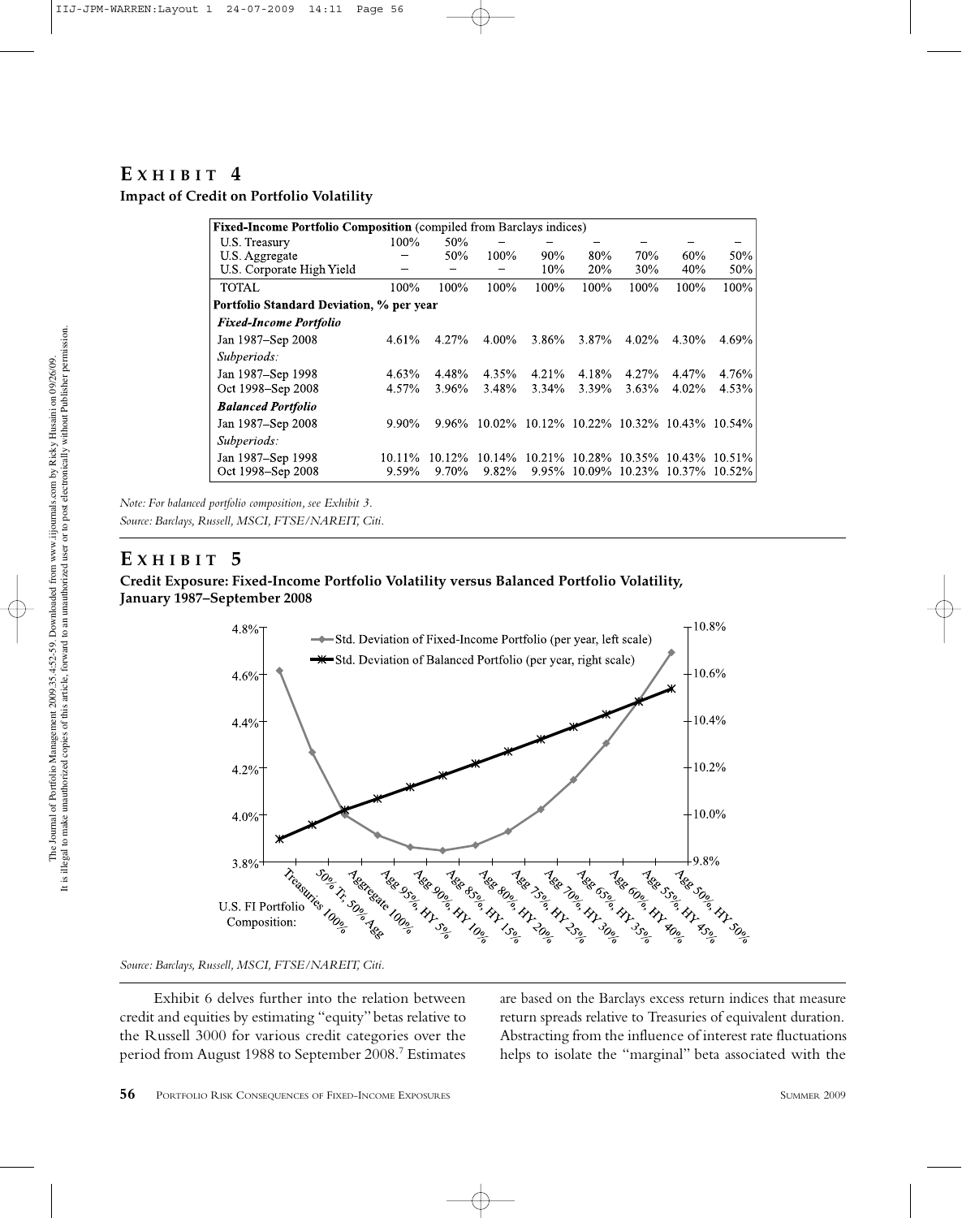# EXHIBIT 4

**Impact of Credit on Portfolio Volatility**

| **Fixed-Income Portfolio Composition** (compiled from Barclays indices) | | | | | | | | |
|---|---|---|---|---|---|---|---|---|
| U.S. Treasury | 100% | 50% | – | – | – | – | – | – |
| U.S. Aggregate | – | 50% | 100% | 90% | 80% | 70% | 60% | 50% |
| U.S. Corporate High Yield | – | – | – | 10% | 20% | 30% | 40% | 50% |
| TOTAL | 100% | 100% | 100% | 100% | 100% | 100% | 100% | 100% |
| **Portfolio Standard Deviation, % per year** | | | | | | | | |
| ***Fixed-Income Portfolio*** | | | | | | | | |
| Jan 1987–Sep 2008 | 4.61% | 4.27% | 4.00% | 3.86% | 3.87% | 4.02% | 4.30% | 4.69% |
| *Subperiods:* | | | | | | | | |
| Jan 1987–Sep 1998 | 4.63% | 4.48% | 4.35% | 4.21% | 4.18% | 4.27% | 4.47% | 4.76% |
| Oct 1998–Sep 2008 | 4.57% | 3.96% | 3.48% | 3.34% | 3.39% | 3.63% | 4.02% | 4.53% |
| ***Balanced Portfolio*** | | | | | | | | |
| Jan 1987–Sep 2008 | 9.90% | 9.96% | 10.02% | 10.12% | 10.22% | 10.32% | 10.43% | 10.54% |
| *Subperiods:* | | | | | | | | |
| Jan 1987–Sep 1998 | 10.11% | 10.12% | 10.14% | 10.21% | 10.28% | 10.35% | 10.43% | 10.51% |
| Oct 1998–Sep 2008 | 9.59% | 9.70% | 9.82% | 9.95% | 10.09% | 10.23% | 10.37% | 10.52% |

*Note: For balanced portfolio composition, see Exhibit 3.*
*Source: Barclays, Russell, MSCI, FTSE/NAREIT, Citi.*

# EXHIBIT 5

**Credit Exposure: Fixed-Income Portfolio Volatility versus Balanced Portfolio Volatility, January 1987–September 2008**

*Source: Barclays, Russell, MSCI, FTSE/NAREIT, Citi.*

Exhibit 6 delves further into the relation between credit and equities by estimating "equity" betas relative to the Russell 3000 for various credit categories over the period from August 1988 to September 2008.[7] Estimates are based on the Barclays excess return indices that measure return spreads relative to Treasuries of equivalent duration. Abstracting from the influence of interest rate fluctuations helps to isolate the "marginal" beta associated with the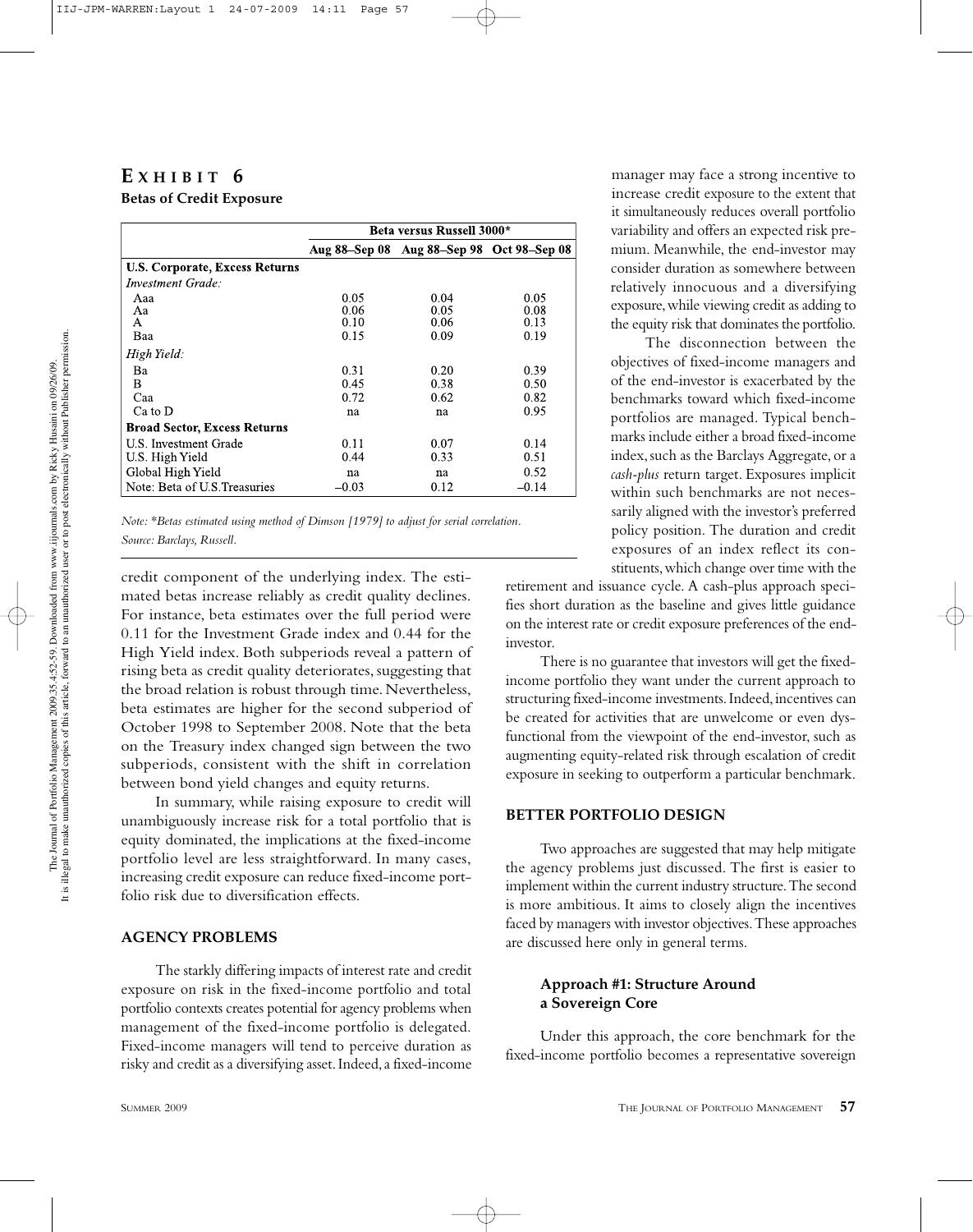## EXHIBIT 6

**Betas of Credit Exposure**

| | Beta versus Russell 3000* | | |
|---|---|---|---|
| | Aug 88–Sep 08 | Aug 88–Sep 98 | Oct 98–Sep 08 |
| **U.S. Corporate, Excess Returns** | | | |
| *Investment Grade:* | | | |
| Aaa | 0.05 | 0.04 | 0.05 |
| Aa | 0.06 | 0.05 | 0.08 |
| A | 0.10 | 0.06 | 0.13 |
| Baa | 0.15 | 0.09 | 0.19 |
| *High Yield:* | | | |
| Ba | 0.31 | 0.20 | 0.39 |
| B | 0.45 | 0.38 | 0.50 |
| Caa | 0.72 | 0.62 | 0.82 |
| Ca to D | na | na | 0.95 |
| **Broad Sector, Excess Returns** | | | |
| U.S. Investment Grade | 0.11 | 0.07 | 0.14 |
| U.S. High Yield | 0.44 | 0.33 | 0.51 |
| Global High Yield | na | na | 0.52 |
| Note: Beta of U.S.Treasuries | −0.03 | 0.12 | −0.14 |

*Note: \*Betas estimated using method of Dimson [1979] to adjust for serial correlation.*
*Source: Barclays, Russell.*

credit component of the underlying index. The estimated betas increase reliably as credit quality declines. For instance, beta estimates over the full period were 0.11 for the Investment Grade index and 0.44 for the High Yield index. Both subperiods reveal a pattern of rising beta as credit quality deteriorates, suggesting that the broad relation is robust through time. Nevertheless, beta estimates are higher for the second subperiod of October 1998 to September 2008. Note that the beta on the Treasury index changed sign between the two subperiods, consistent with the shift in correlation between bond yield changes and equity returns.

In summary, while raising exposure to credit will unambiguously increase risk for a total portfolio that is equity dominated, the implications at the fixed-income portfolio level are less straightforward. In many cases, increasing credit exposure can reduce fixed-income portfolio risk due to diversification effects.

### AGENCY PROBLEMS

The starkly differing impacts of interest rate and credit exposure on risk in the fixed-income portfolio and total portfolio contexts creates potential for agency problems when management of the fixed-income portfolio is delegated. Fixed-income managers will tend to perceive duration as risky and credit as a diversifying asset. Indeed, a fixed-income manager may face a strong incentive to increase credit exposure to the extent that it simultaneously reduces overall portfolio variability and offers an expected risk premium. Meanwhile, the end-investor may consider duration as somewhere between relatively innocuous and a diversifying exposure, while viewing credit as adding to the equity risk that dominates the portfolio.

The disconnection between the objectives of fixed-income managers and of the end-investor is exacerbated by the benchmarks toward which fixed-income portfolios are managed. Typical benchmarks include either a broad fixed-income index, such as the Barclays Aggregate, or a *cash-plus* return target. Exposures implicit within such benchmarks are not necessarily aligned with the investor's preferred policy position. The duration and credit exposures of an index reflect its constituents, which change over time with the retirement and issuance cycle. A cash-plus approach specifies short duration as the baseline and gives little guidance on the interest rate or credit exposure preferences of the end-investor.

There is no guarantee that investors will get the fixed-income portfolio they want under the current approach to structuring fixed-income investments. Indeed, incentives can be created for activities that are unwelcome or even dysfunctional from the viewpoint of the end-investor, such as augmenting equity-related risk through escalation of credit exposure in seeking to outperform a particular benchmark.

### BETTER PORTFOLIO DESIGN

Two approaches are suggested that may help mitigate the agency problems just discussed. The first is easier to implement within the current industry structure. The second is more ambitious. It aims to closely align the incentives faced by managers with investor objectives. These approaches are discussed here only in general terms.

#### Approach #1: Structure Around a Sovereign Core

Under this approach, the core benchmark for the fixed-income portfolio becomes a representative sovereign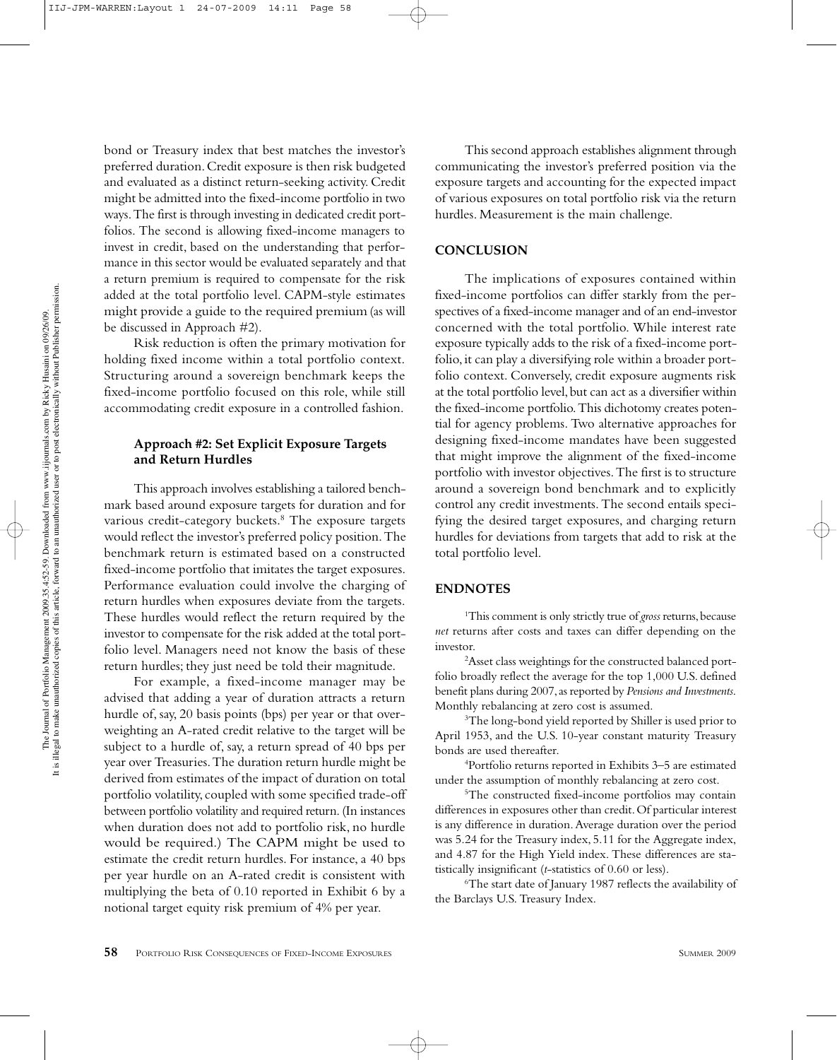bond or Treasury index that best matches the investor's preferred duration. Credit exposure is then risk budgeted and evaluated as a distinct return-seeking activity. Credit might be admitted into the fixed-income portfolio in two ways. The first is through investing in dedicated credit portfolios. The second is allowing fixed-income managers to invest in credit, based on the understanding that performance in this sector would be evaluated separately and that a return premium is required to compensate for the risk added at the total portfolio level. CAPM-style estimates might provide a guide to the required premium (as will be discussed in Approach #2).

Risk reduction is often the primary motivation for holding fixed income within a total portfolio context. Structuring around a sovereign benchmark keeps the fixed-income portfolio focused on this role, while still accommodating credit exposure in a controlled fashion.

### Approach #2: Set Explicit Exposure Targets and Return Hurdles

This approach involves establishing a tailored benchmark based around exposure targets for duration and for various credit-category buckets.[8] The exposure targets would reflect the investor's preferred policy position. The benchmark return is estimated based on a constructed fixed-income portfolio that imitates the target exposures. Performance evaluation could involve the charging of return hurdles when exposures deviate from the targets. These hurdles would reflect the return required by the investor to compensate for the risk added at the total portfolio level. Managers need not know the basis of these return hurdles; they just need be told their magnitude.

For example, a fixed-income manager may be advised that adding a year of duration attracts a return hurdle of, say, 20 basis points (bps) per year or that overweighting an A-rated credit relative to the target will be subject to a hurdle of, say, a return spread of 40 bps per year over Treasuries. The duration return hurdle might be derived from estimates of the impact of duration on total portfolio volatility, coupled with some specified trade-off between portfolio volatility and required return. (In instances when duration does not add to portfolio risk, no hurdle would be required.) The CAPM might be used to estimate the credit return hurdles. For instance, a 40 bps per year hurdle on an A-rated credit is consistent with multiplying the beta of 0.10 reported in Exhibit 6 by a notional target equity risk premium of 4% per year.

This second approach establishes alignment through communicating the investor's preferred position via the exposure targets and accounting for the expected impact of various exposures on total portfolio risk via the return hurdles. Measurement is the main challenge.

## CONCLUSION

The implications of exposures contained within fixed-income portfolios can differ starkly from the perspectives of a fixed-income manager and of an end-investor concerned with the total portfolio. While interest rate exposure typically adds to the risk of a fixed-income portfolio, it can play a diversifying role within a broader portfolio context. Conversely, credit exposure augments risk at the total portfolio level, but can act as a diversifier within the fixed-income portfolio. This dichotomy creates potential for agency problems. Two alternative approaches for designing fixed-income mandates have been suggested that might improve the alignment of the fixed-income portfolio with investor objectives. The first is to structure around a sovereign bond benchmark and to explicitly control any credit investments. The second entails specifying the desired target exposures, and charging return hurdles for deviations from targets that add to risk at the total portfolio level.

## ENDNOTES

[1]This comment is only strictly true of *gross* returns, because *net* returns after costs and taxes can differ depending on the investor.

[2]Asset class weightings for the constructed balanced portfolio broadly reflect the average for the top 1,000 U.S. defined benefit plans during 2007, as reported by *Pensions and Investments*. Monthly rebalancing at zero cost is assumed.

[3]The long-bond yield reported by Shiller is used prior to April 1953, and the U.S. 10-year constant maturity Treasury bonds are used thereafter.

[4]Portfolio returns reported in Exhibits 3–5 are estimated under the assumption of monthly rebalancing at zero cost.

[5]The constructed fixed-income portfolios may contain differences in exposures other than credit. Of particular interest is any difference in duration. Average duration over the period was 5.24 for the Treasury index, 5.11 for the Aggregate index, and 4.87 for the High Yield index. These differences are statistically insignificant (*t*-statistics of 0.60 or less).

[6]The start date of January 1987 reflects the availability of the Barclays U.S. Treasury Index.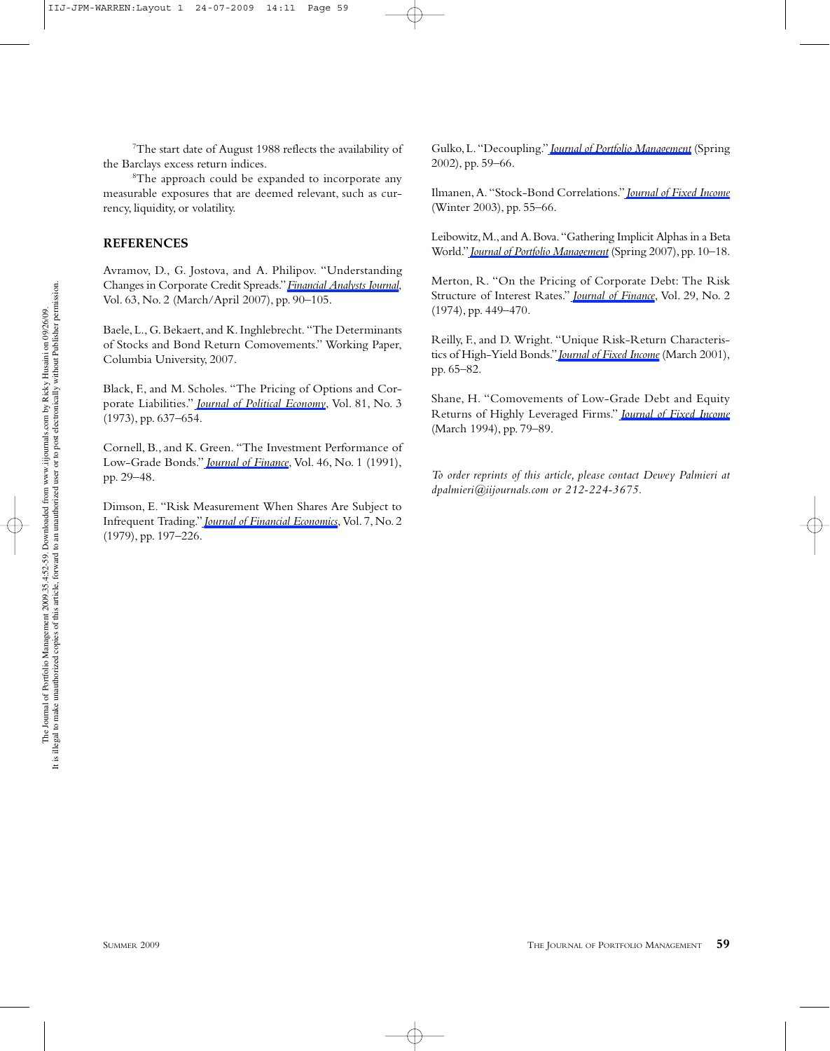[7]The start date of August 1988 reflects the availability of the Barclays excess return indices.

[8]The approach could be expanded to incorporate any measurable exposures that are deemed relevant, such as currency, liquidity, or volatility.

## REFERENCES

Avramov, D., G. Jostova, and A. Philipov. "Understanding Changes in Corporate Credit Spreads." *Financial Analysts Journal*, Vol. 63, No. 2 (March/April 2007), pp. 90–105.

Baele, L., G. Bekaert, and K. Inghlebrecht. "The Determinants of Stocks and Bond Return Comovements." Working Paper, Columbia University, 2007.

Black, F., and M. Scholes. "The Pricing of Options and Corporate Liabilities." *Journal of Political Economy*, Vol. 81, No. 3 (1973), pp. 637–654.

Cornell, B., and K. Green. "The Investment Performance of Low-Grade Bonds." *Journal of Finance*, Vol. 46, No. 1 (1991), pp. 29–48.

Dimson, E. "Risk Measurement When Shares Are Subject to Infrequent Trading." *Journal of Financial Economics*, Vol. 7, No. 2 (1979), pp. 197–226.

Gulko, L. "Decoupling." *Journal of Portfolio Management* (Spring 2002), pp. 59–66.

Ilmanen, A. "Stock-Bond Correlations." *Journal of Fixed Income* (Winter 2003), pp. 55–66.

Leibowitz, M., and A. Bova. "Gathering Implicit Alphas in a Beta World." *Journal of Portfolio Management* (Spring 2007), pp. 10–18.

Merton, R. "On the Pricing of Corporate Debt: The Risk Structure of Interest Rates." *Journal of Finance*, Vol. 29, No. 2 (1974), pp. 449–470.

Reilly, F., and D. Wright. "Unique Risk-Return Characteristics of High-Yield Bonds." *Journal of Fixed Income* (March 2001), pp. 65–82.

Shane, H. "Comovements of Low-Grade Debt and Equity Returns of Highly Leveraged Firms." *Journal of Fixed Income* (March 1994), pp. 79–89.

*To order reprints of this article, please contact Dewey Palmieri at dpalmieri@iijournals.com or 212-224-3675.*